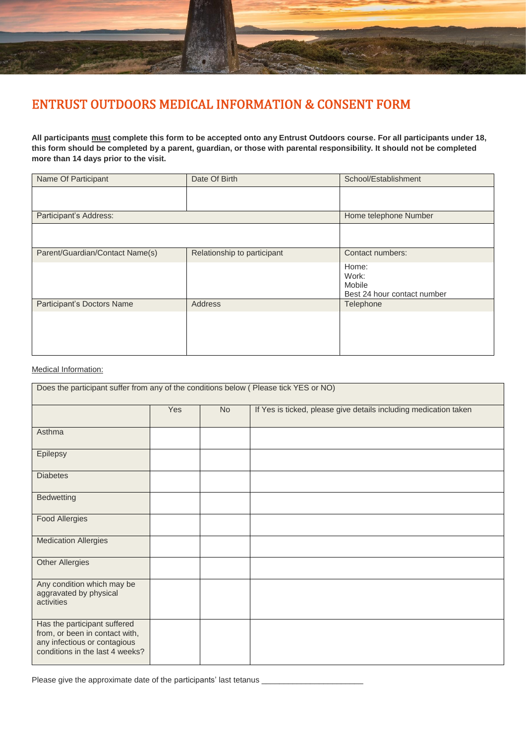# ENTRUST OUTDOORS MEDICAL INFORMATION & CONSENT FORM

**All participants <u>must</u> complete this form to be accepted onto any Entrust Outdoors course. For all participants under 18, this form should be completed by a parent, guardian, or those with parental responsibility. It should not be completed more than 14 days prior to the visit.**

| Name Of Participant | Date Of Birth | School/Establishment |
|---|---|---|
| | | |
| Participant's Address: | | Home telephone Number |
| | | |
| Parent/Guardian/Contact Name(s) | Relationship to participant | Contact numbers: |
| | | Home:<br>Work:<br>Mobile<br>Best 24 hour contact number |
| Participant's Doctors Name | Address | Telephone |
| | | |

<u>Medical Information:</u>

| Does the participant suffer from any of the conditions below ( Please tick YES or NO) | | | |
|---|---|---|---|
| | Yes | No | If Yes is ticked, please give details including medication taken |
| Asthma | | | |
| Epilepsy | | | |
| Diabetes | | | |
| Bedwetting | | | |
| Food Allergies | | | |
| Medication Allergies | | | |
| Other Allergies | | | |
| Any condition which may be aggravated by physical activities | | | |
| Has the participant suffered from, or been in contact with, any infectious or contagious conditions in the last 4 weeks? | | | |

Please give the approximate date of the participants' last tetanus ______________________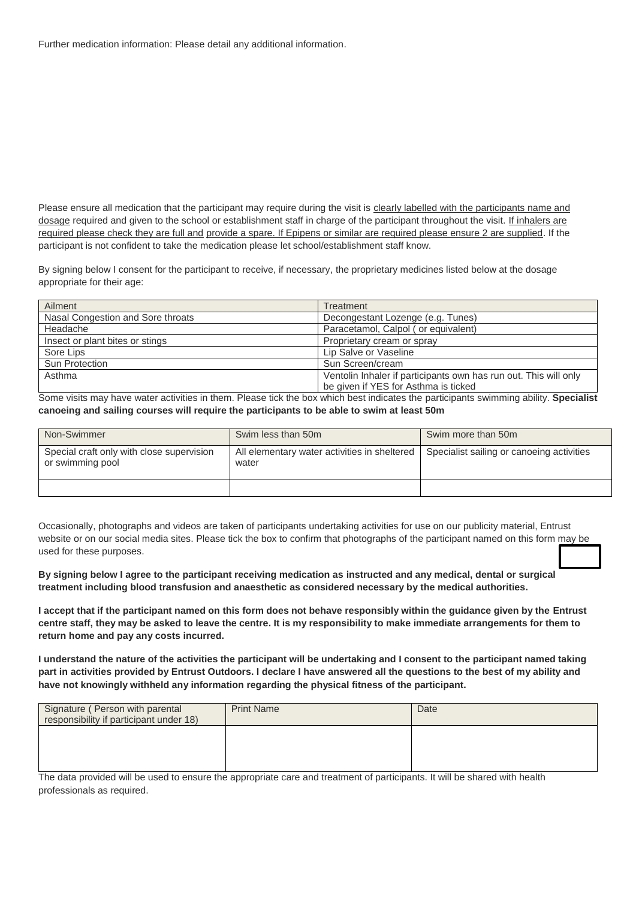Further medication information: Please detail any additional information.

Please ensure all medication that the participant may require during the visit is clearly labelled with the participants name and dosage required and given to the school or establishment staff in charge of the participant throughout the visit. If inhalers are required please check they are full and provide a spare. If Epipens or similar are required please ensure 2 are supplied. If the participant is not confident to take the medication please let school/establishment staff know.

By signing below I consent for the participant to receive, if necessary, the proprietary medicines listed below at the dosage appropriate for their age:

| Ailment | Treatment |
|---|---|
| Nasal Congestion and Sore throats | Decongestant Lozenge (e.g. Tunes) |
| Headache | Paracetamol, Calpol ( or equivalent) |
| Insect or plant bites or stings | Proprietary cream or spray |
| Sore Lips | Lip Salve or Vaseline |
| Sun Protection | Sun Screen/cream |
| Asthma | Ventolin Inhaler if participants own has run out. This will only be given if YES for Asthma is ticked |

Some visits may have water activities in them. Please tick the box which best indicates the participants swimming ability. **Specialist canoeing and sailing courses will require the participants to be able to swim at least 50m**

| Non-Swimmer | Swim less than 50m | Swim more than 50m |
|---|---|---|
| Special craft only with close supervision or swimming pool | All elementary water activities in sheltered water | Specialist sailing or canoeing activities |
| | | |

Occasionally, photographs and videos are taken of participants undertaking activities for use on our publicity material, Entrust website or on our social media sites. Please tick the box to confirm that photographs of the participant named on this form may be used for these purposes. ☐

**By signing below I agree to the participant receiving medication as instructed and any medical, dental or surgical treatment including blood transfusion and anaesthetic as considered necessary by the medical authorities.**

**I accept that if the participant named on this form does not behave responsibly within the guidance given by the Entrust centre staff, they may be asked to leave the centre. It is my responsibility to make immediate arrangements for them to return home and pay any costs incurred.**

**I understand the nature of the activities the participant will be undertaking and I consent to the participant named taking part in activities provided by Entrust Outdoors. I declare I have answered all the questions to the best of my ability and have not knowingly withheld any information regarding the physical fitness of the participant.**

| Signature ( Person with parental responsibility if participant under 18) | Print Name | Date |
|---|---|---|
| | | |

The data provided will be used to ensure the appropriate care and treatment of participants. It will be shared with health professionals as required.